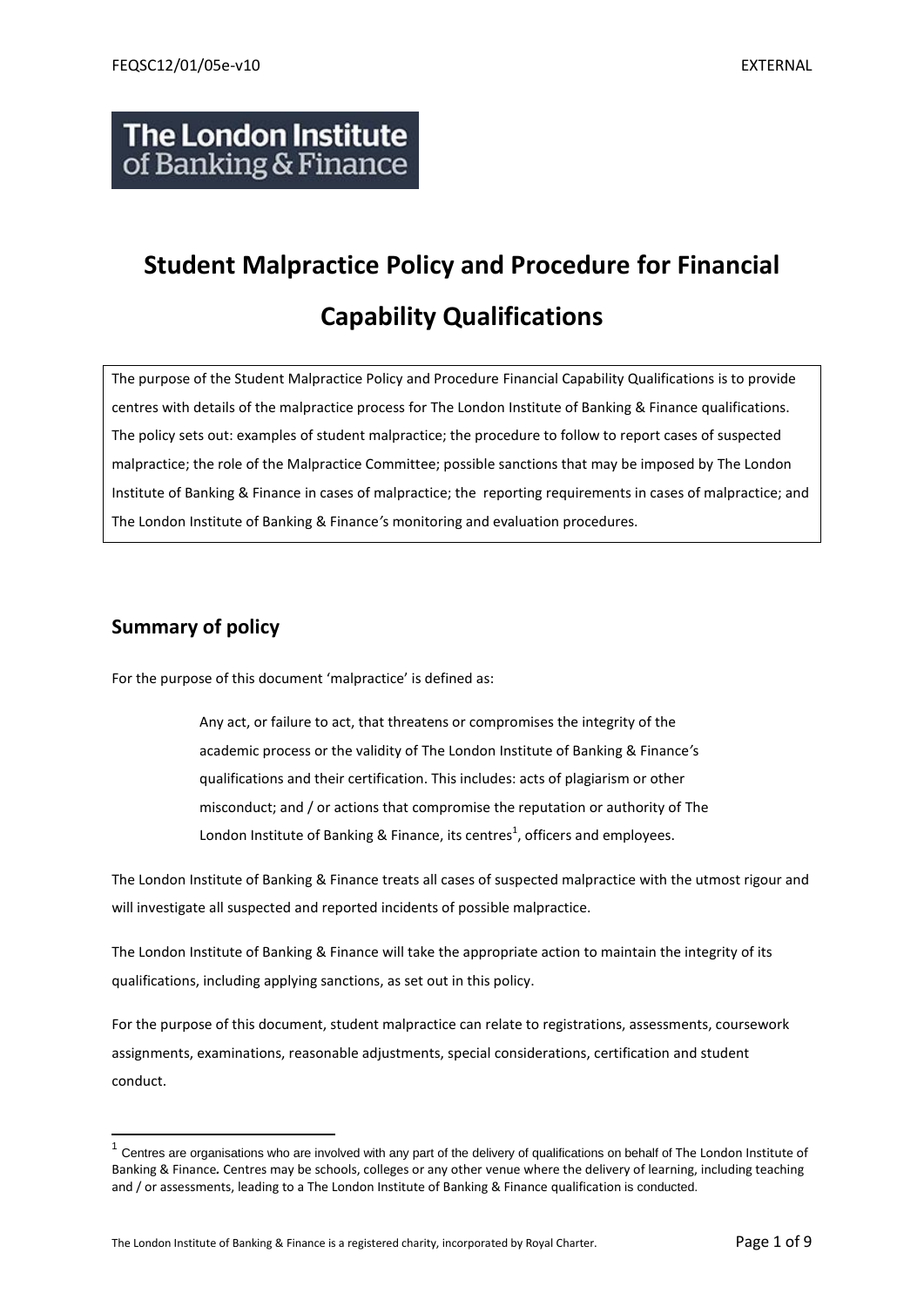The London Institute of Banking & Finance

# Student Malpractice Policy and Procedure for Financial Capability Qualifications

The purpose of the Student Malpractice Policy and Procedure Financial Capability Qualifications is to provide centres with details of the malpractice process for The London Institute of Banking & Finance qualifications. The policy sets out: examples of student malpractice; the procedure to follow to report cases of suspected malpractice; the role of the Malpractice Committee; possible sanctions that may be imposed by The London Institute of Banking & Finance in cases of malpractice; the reporting requirements in cases of malpractice; and The London Institute of Banking & Finance's monitoring and evaluation procedures.

## Summary of policy

For the purpose of this document 'malpractice' is defined as:

> Any act, or failure to act, that threatens or compromises the integrity of the academic process or the validity of The London Institute of Banking & Finance's qualifications and their certification. This includes: acts of plagiarism or other misconduct; and / or actions that compromise the reputation or authority of The London Institute of Banking & Finance, its centres[1], officers and employees.

The London Institute of Banking & Finance treats all cases of suspected malpractice with the utmost rigour and will investigate all suspected and reported incidents of possible malpractice.

The London Institute of Banking & Finance will take the appropriate action to maintain the integrity of its qualifications, including applying sanctions, as set out in this policy.

For the purpose of this document, student malpractice can relate to registrations, assessments, coursework assignments, examinations, reasonable adjustments, special considerations, certification and student conduct.

---

[1] Centres are organisations who are involved with any part of the delivery of qualifications on behalf of The London Institute of Banking & Finance. Centres may be schools, colleges or any other venue where the delivery of learning, including teaching and / or assessments, leading to a The London Institute of Banking & Finance qualification is conducted.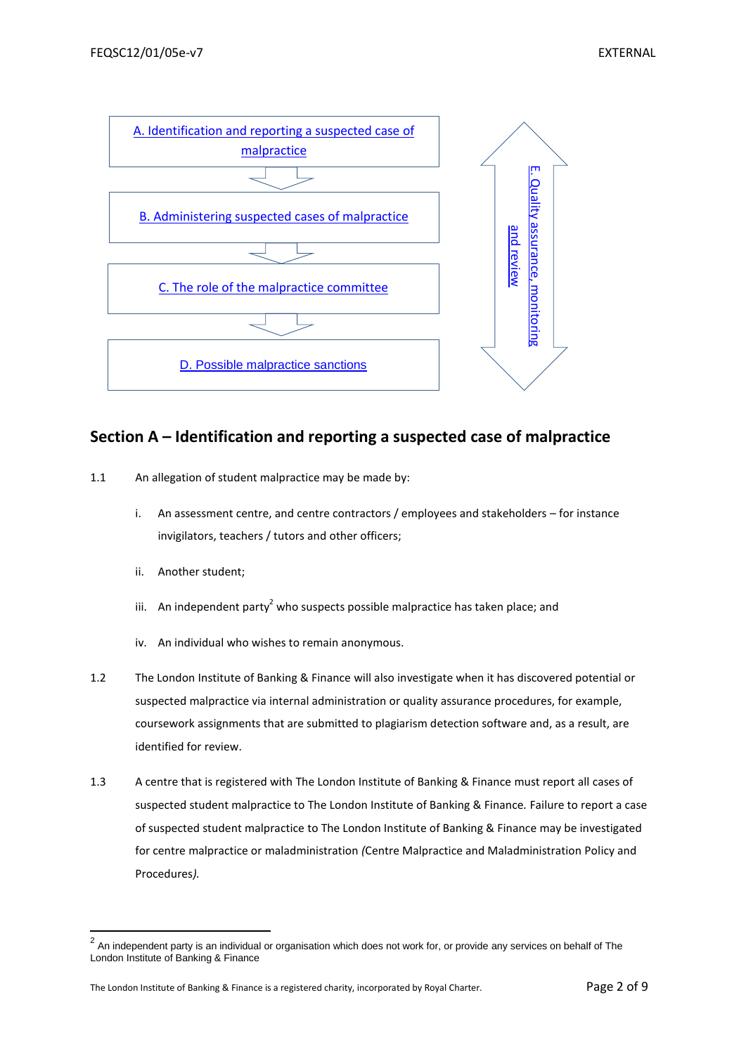A. Identification and reporting a suspected case of malpractice

B. Administering suspected cases of malpractice

C. The role of the malpractice committee

D. Possible malpractice sanctions

E. Quality assurance, monitoring and review

## Section A – Identification and reporting a suspected case of malpractice

1.1 An allegation of student malpractice may be made by:

   i. An assessment centre, and centre contractors / employees and stakeholders – for instance invigilators, teachers / tutors and other officers;

   ii. Another student;

   iii. An independent party[2] who suspects possible malpractice has taken place; and

   iv. An individual who wishes to remain anonymous.

1.2 The London Institute of Banking & Finance will also investigate when it has discovered potential or suspected malpractice via internal administration or quality assurance procedures, for example, coursework assignments that are submitted to plagiarism detection software and, as a result, are identified for review.

1.3 A centre that is registered with The London Institute of Banking & Finance must report all cases of suspected student malpractice to The London Institute of Banking & Finance. Failure to report a case of suspected student malpractice to The London Institute of Banking & Finance may be investigated for centre malpractice or maladministration *(*Centre Malpractice and Maladministration Policy and Procedures*).*

[2] An independent party is an individual or organisation which does not work for, or provide any services on behalf of The London Institute of Banking & Finance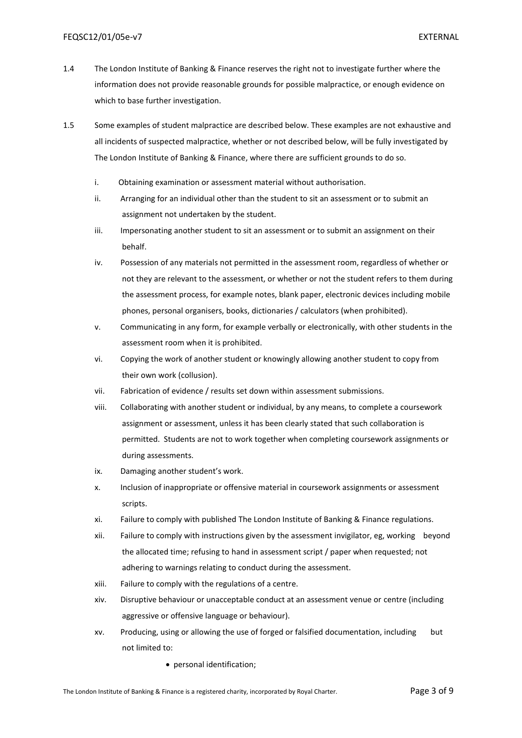1.4 The London Institute of Banking & Finance reserves the right not to investigate further where the information does not provide reasonable grounds for possible malpractice, or enough evidence on which to base further investigation.

1.5 Some examples of student malpractice are described below. These examples are not exhaustive and all incidents of suspected malpractice, whether or not described below, will be fully investigated by The London Institute of Banking & Finance, where there are sufficient grounds to do so.

i. Obtaining examination or assessment material without authorisation.

ii. Arranging for an individual other than the student to sit an assessment or to submit an assignment not undertaken by the student.

iii. Impersonating another student to sit an assessment or to submit an assignment on their behalf.

iv. Possession of any materials not permitted in the assessment room, regardless of whether or not they are relevant to the assessment, or whether or not the student refers to them during the assessment process, for example notes, blank paper, electronic devices including mobile phones, personal organisers, books, dictionaries / calculators (when prohibited).

v. Communicating in any form, for example verbally or electronically, with other students in the assessment room when it is prohibited.

vi. Copying the work of another student or knowingly allowing another student to copy from their own work (collusion).

vii. Fabrication of evidence / results set down within assessment submissions.

viii. Collaborating with another student or individual, by any means, to complete a coursework assignment or assessment, unless it has been clearly stated that such collaboration is permitted. Students are not to work together when completing coursework assignments or during assessments.

ix. Damaging another student's work.

x. Inclusion of inappropriate or offensive material in coursework assignments or assessment scripts.

xi. Failure to comply with published The London Institute of Banking & Finance regulations.

xii. Failure to comply with instructions given by the assessment invigilator, eg, working beyond the allocated time; refusing to hand in assessment script / paper when requested; not adhering to warnings relating to conduct during the assessment.

xiii. Failure to comply with the regulations of a centre.

xiv. Disruptive behaviour or unacceptable conduct at an assessment venue or centre (including aggressive or offensive language or behaviour).

xv. Producing, using or allowing the use of forged or falsified documentation, including but not limited to:

- personal identification;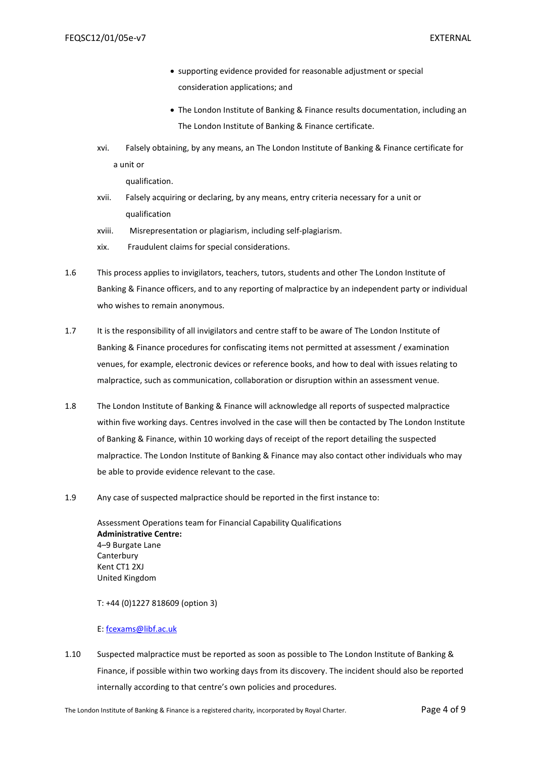- supporting evidence provided for reasonable adjustment or special consideration applications; and
- The London Institute of Banking & Finance results documentation, including an The London Institute of Banking & Finance certificate.

xvi. Falsely obtaining, by any means, an The London Institute of Banking & Finance certificate for a unit or qualification.

xvii. Falsely acquiring or declaring, by any means, entry criteria necessary for a unit or qualification

xviii. Misrepresentation or plagiarism, including self-plagiarism.

xix. Fraudulent claims for special considerations.

1.6 This process applies to invigilators, teachers, tutors, students and other The London Institute of Banking & Finance officers, and to any reporting of malpractice by an independent party or individual who wishes to remain anonymous.

1.7 It is the responsibility of all invigilators and centre staff to be aware of The London Institute of Banking & Finance procedures for confiscating items not permitted at assessment / examination venues, for example, electronic devices or reference books, and how to deal with issues relating to malpractice, such as communication, collaboration or disruption within an assessment venue.

1.8 The London Institute of Banking & Finance will acknowledge all reports of suspected malpractice within five working days. Centres involved in the case will then be contacted by The London Institute of Banking & Finance, within 10 working days of receipt of the report detailing the suspected malpractice. The London Institute of Banking & Finance may also contact other individuals who may be able to provide evidence relevant to the case.

1.9 Any case of suspected malpractice should be reported in the first instance to:

Assessment Operations team for Financial Capability Qualifications
**Administrative Centre:**
4–9 Burgate Lane
Canterbury
Kent CT1 2XJ
United Kingdom

T: +44 (0)1227 818609 (option 3)

E: fcexams@libf.ac.uk

1.10 Suspected malpractice must be reported as soon as possible to The London Institute of Banking & Finance, if possible within two working days from its discovery. The incident should also be reported internally according to that centre's own policies and procedures.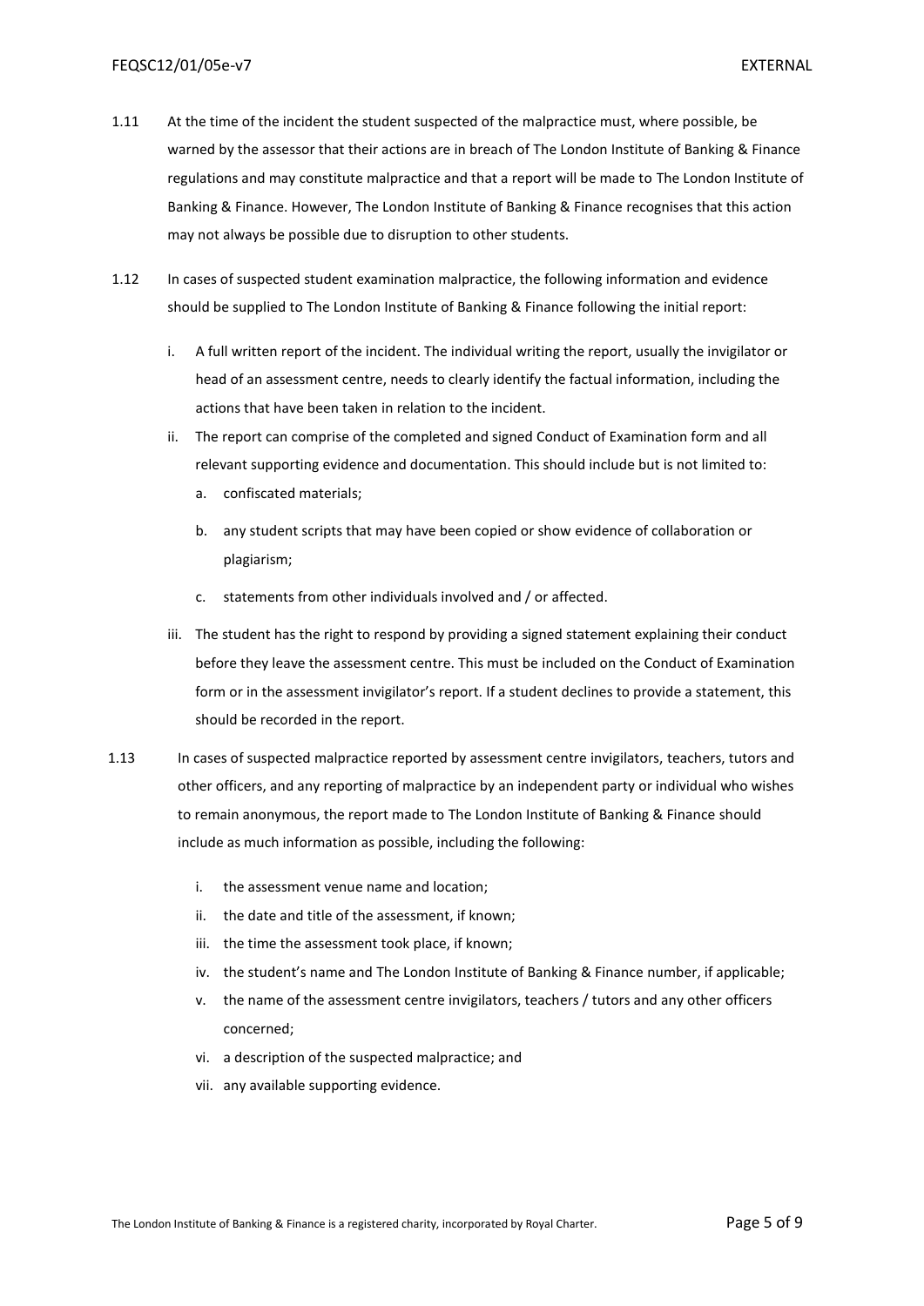1.11 At the time of the incident the student suspected of the malpractice must, where possible, be warned by the assessor that their actions are in breach of The London Institute of Banking & Finance regulations and may constitute malpractice and that a report will be made to The London Institute of Banking & Finance. However, The London Institute of Banking & Finance recognises that this action may not always be possible due to disruption to other students.

1.12 In cases of suspected student examination malpractice, the following information and evidence should be supplied to The London Institute of Banking & Finance following the initial report:

   i. A full written report of the incident. The individual writing the report, usually the invigilator or head of an assessment centre, needs to clearly identify the factual information, including the actions that have been taken in relation to the incident.
   ii. The report can comprise of the completed and signed Conduct of Examination form and all relevant supporting evidence and documentation. This should include but is not limited to:
      a. confiscated materials;
      b. any student scripts that may have been copied or show evidence of collaboration or plagiarism;
      c. statements from other individuals involved and / or affected.
   iii. The student has the right to respond by providing a signed statement explaining their conduct before they leave the assessment centre. This must be included on the Conduct of Examination form or in the assessment invigilator's report. If a student declines to provide a statement, this should be recorded in the report.

1.13 In cases of suspected malpractice reported by assessment centre invigilators, teachers, tutors and other officers, and any reporting of malpractice by an independent party or individual who wishes to remain anonymous, the report made to The London Institute of Banking & Finance should include as much information as possible, including the following:

   i. the assessment venue name and location;
   ii. the date and title of the assessment, if known;
   iii. the time the assessment took place, if known;
   iv. the student's name and The London Institute of Banking & Finance number, if applicable;
   v. the name of the assessment centre invigilators, teachers / tutors and any other officers concerned;
   vi. a description of the suspected malpractice; and
   vii. any available supporting evidence.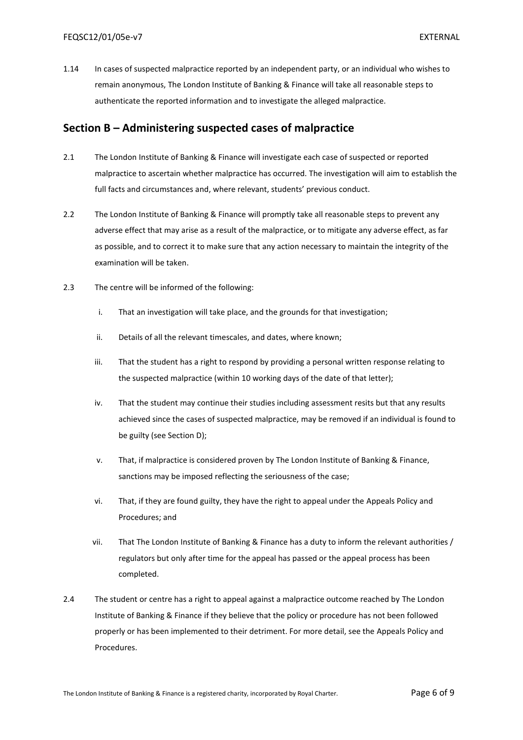1.14 In cases of suspected malpractice reported by an independent party, or an individual who wishes to remain anonymous, The London Institute of Banking & Finance will take all reasonable steps to authenticate the reported information and to investigate the alleged malpractice.

## Section B – Administering suspected cases of malpractice

2.1 The London Institute of Banking & Finance will investigate each case of suspected or reported malpractice to ascertain whether malpractice has occurred. The investigation will aim to establish the full facts and circumstances and, where relevant, students' previous conduct.

2.2 The London Institute of Banking & Finance will promptly take all reasonable steps to prevent any adverse effect that may arise as a result of the malpractice, or to mitigate any adverse effect, as far as possible, and to correct it to make sure that any action necessary to maintain the integrity of the examination will be taken.

2.3 The centre will be informed of the following:

i. That an investigation will take place, and the grounds for that investigation;

ii. Details of all the relevant timescales, and dates, where known;

iii. That the student has a right to respond by providing a personal written response relating to the suspected malpractice (within 10 working days of the date of that letter);

iv. That the student may continue their studies including assessment resits but that any results achieved since the cases of suspected malpractice, may be removed if an individual is found to be guilty (see Section D);

v. That, if malpractice is considered proven by The London Institute of Banking & Finance, sanctions may be imposed reflecting the seriousness of the case;

vi. That, if they are found guilty, they have the right to appeal under the Appeals Policy and Procedures; and

vii. That The London Institute of Banking & Finance has a duty to inform the relevant authorities / regulators but only after time for the appeal has passed or the appeal process has been completed.

2.4 The student or centre has a right to appeal against a malpractice outcome reached by The London Institute of Banking & Finance if they believe that the policy or procedure has not been followed properly or has been implemented to their detriment. For more detail, see the Appeals Policy and Procedures.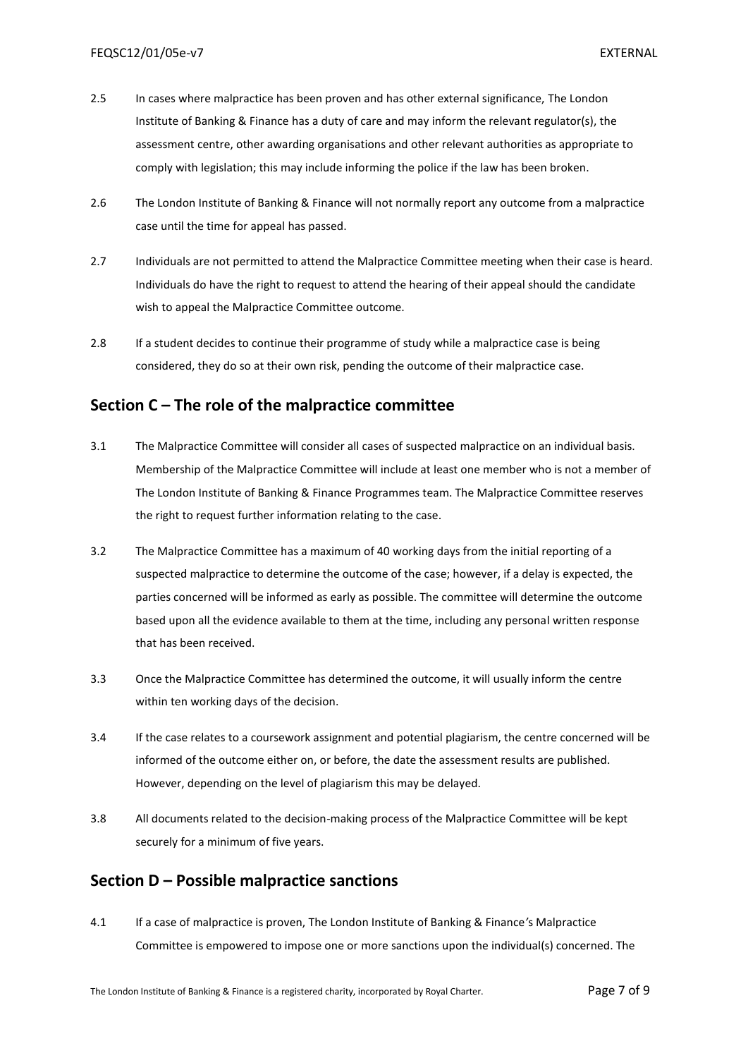2.5 In cases where malpractice has been proven and has other external significance, The London Institute of Banking & Finance has a duty of care and may inform the relevant regulator(s), the assessment centre, other awarding organisations and other relevant authorities as appropriate to comply with legislation; this may include informing the police if the law has been broken.

2.6 The London Institute of Banking & Finance will not normally report any outcome from a malpractice case until the time for appeal has passed.

2.7 Individuals are not permitted to attend the Malpractice Committee meeting when their case is heard. Individuals do have the right to request to attend the hearing of their appeal should the candidate wish to appeal the Malpractice Committee outcome.

2.8 If a student decides to continue their programme of study while a malpractice case is being considered, they do so at their own risk, pending the outcome of their malpractice case.

## Section C – The role of the malpractice committee

3.1 The Malpractice Committee will consider all cases of suspected malpractice on an individual basis. Membership of the Malpractice Committee will include at least one member who is not a member of The London Institute of Banking & Finance Programmes team. The Malpractice Committee reserves the right to request further information relating to the case.

3.2 The Malpractice Committee has a maximum of 40 working days from the initial reporting of a suspected malpractice to determine the outcome of the case; however, if a delay is expected, the parties concerned will be informed as early as possible. The committee will determine the outcome based upon all the evidence available to them at the time, including any personal written response that has been received.

3.3 Once the Malpractice Committee has determined the outcome, it will usually inform the centre within ten working days of the decision.

3.4 If the case relates to a coursework assignment and potential plagiarism, the centre concerned will be informed of the outcome either on, or before, the date the assessment results are published. However, depending on the level of plagiarism this may be delayed.

3.8 All documents related to the decision-making process of the Malpractice Committee will be kept securely for a minimum of five years.

## Section D – Possible malpractice sanctions

4.1 If a case of malpractice is proven, The London Institute of Banking & Finance's Malpractice Committee is empowered to impose one or more sanctions upon the individual(s) concerned. The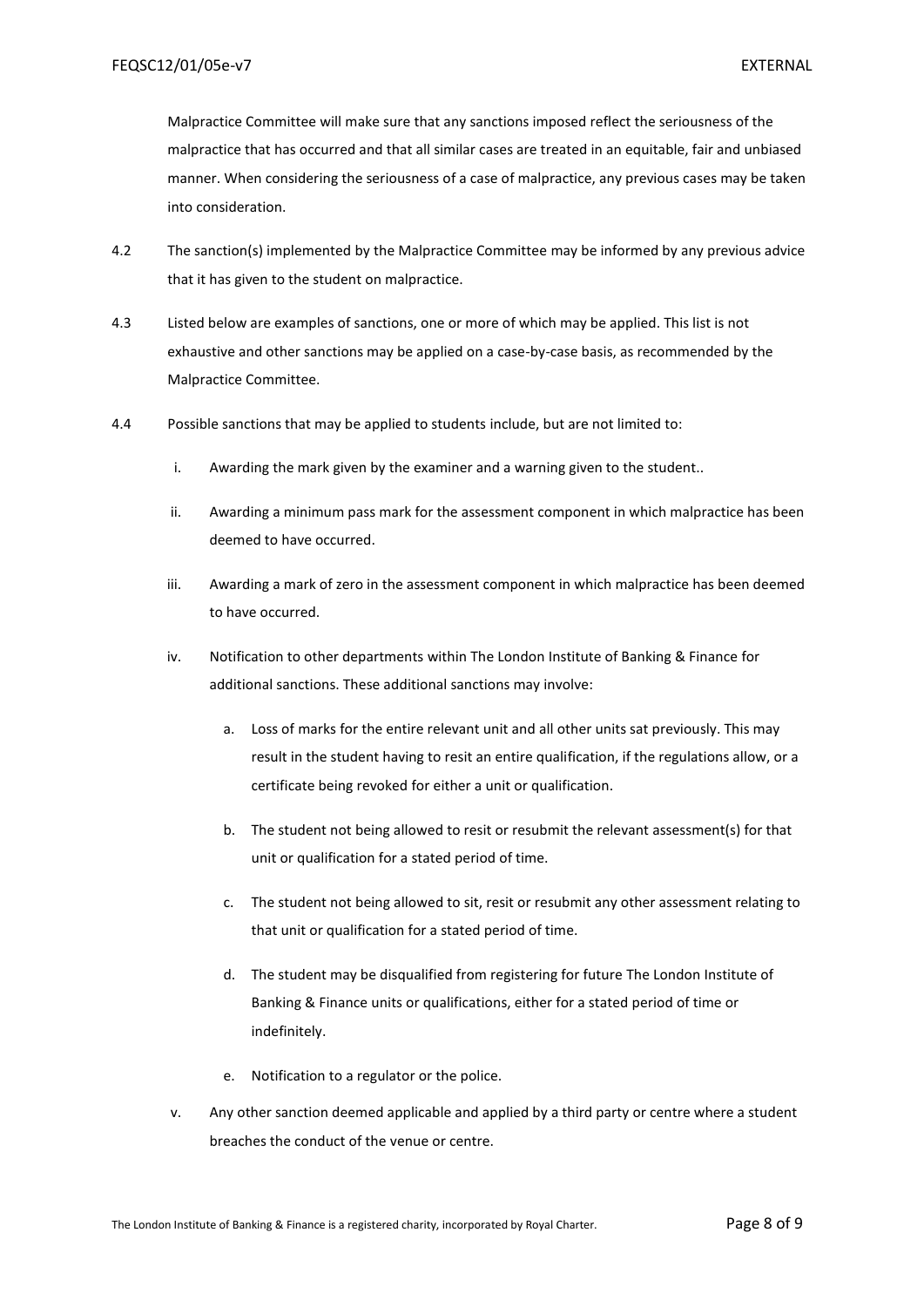Malpractice Committee will make sure that any sanctions imposed reflect the seriousness of the malpractice that has occurred and that all similar cases are treated in an equitable, fair and unbiased manner. When considering the seriousness of a case of malpractice, any previous cases may be taken into consideration.

4.2 The sanction(s) implemented by the Malpractice Committee may be informed by any previous advice that it has given to the student on malpractice.

4.3 Listed below are examples of sanctions, one or more of which may be applied. This list is not exhaustive and other sanctions may be applied on a case-by-case basis, as recommended by the Malpractice Committee.

4.4 Possible sanctions that may be applied to students include, but are not limited to:

i. Awarding the mark given by the examiner and a warning given to the student..

ii. Awarding a minimum pass mark for the assessment component in which malpractice has been deemed to have occurred.

iii. Awarding a mark of zero in the assessment component in which malpractice has been deemed to have occurred.

iv. Notification to other departments within The London Institute of Banking & Finance for additional sanctions. These additional sanctions may involve:

   a. Loss of marks for the entire relevant unit and all other units sat previously. This may result in the student having to resit an entire qualification, if the regulations allow, or a certificate being revoked for either a unit or qualification.

   b. The student not being allowed to resit or resubmit the relevant assessment(s) for that unit or qualification for a stated period of time.

   c. The student not being allowed to sit, resit or resubmit any other assessment relating to that unit or qualification for a stated period of time.

   d. The student may be disqualified from registering for future The London Institute of Banking & Finance units or qualifications, either for a stated period of time or indefinitely.

   e. Notification to a regulator or the police.

v. Any other sanction deemed applicable and applied by a third party or centre where a student breaches the conduct of the venue or centre.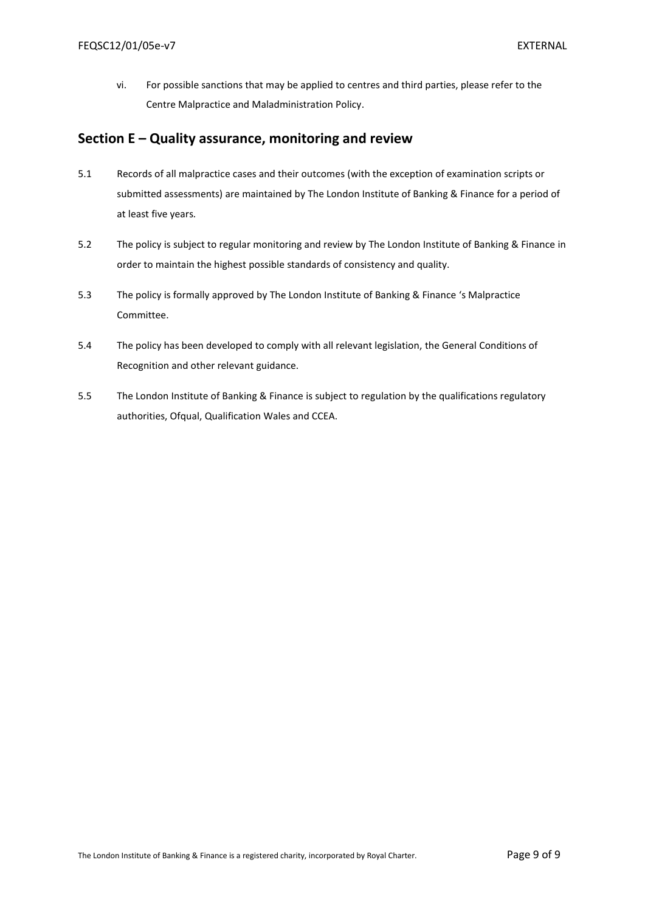vi. For possible sanctions that may be applied to centres and third parties, please refer to the Centre Malpractice and Maladministration Policy.

## Section E – Quality assurance, monitoring and review

5.1 Records of all malpractice cases and their outcomes (with the exception of examination scripts or submitted assessments) are maintained by The London Institute of Banking & Finance for a period of at least five years.

5.2 The policy is subject to regular monitoring and review by The London Institute of Banking & Finance in order to maintain the highest possible standards of consistency and quality.

5.3 The policy is formally approved by The London Institute of Banking & Finance 's Malpractice Committee.

5.4 The policy has been developed to comply with all relevant legislation, the General Conditions of Recognition and other relevant guidance.

5.5 The London Institute of Banking & Finance is subject to regulation by the qualifications regulatory authorities, Ofqual, Qualification Wales and CCEA.